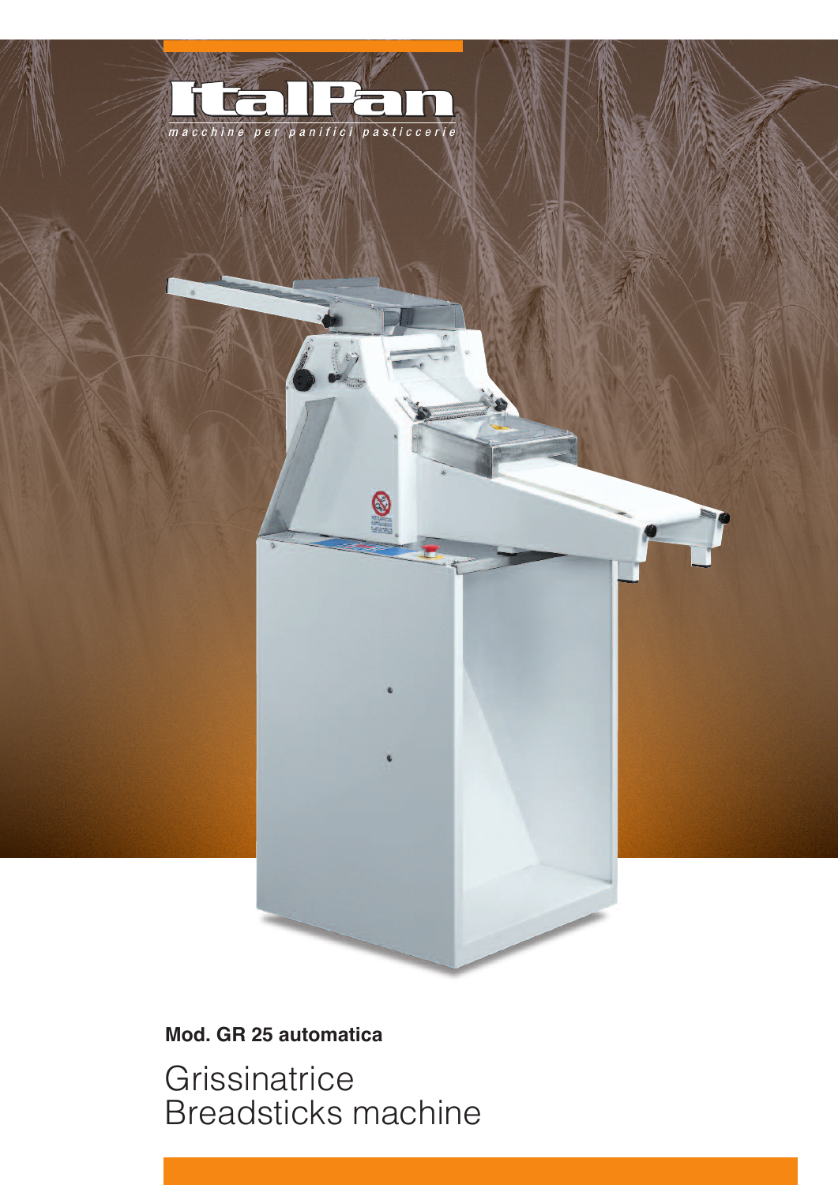# ItalPan

*macchine per panifici pasticcerie*

**Mod. GR 25 automatica**

## Grissinatrice
## Breadsticks machine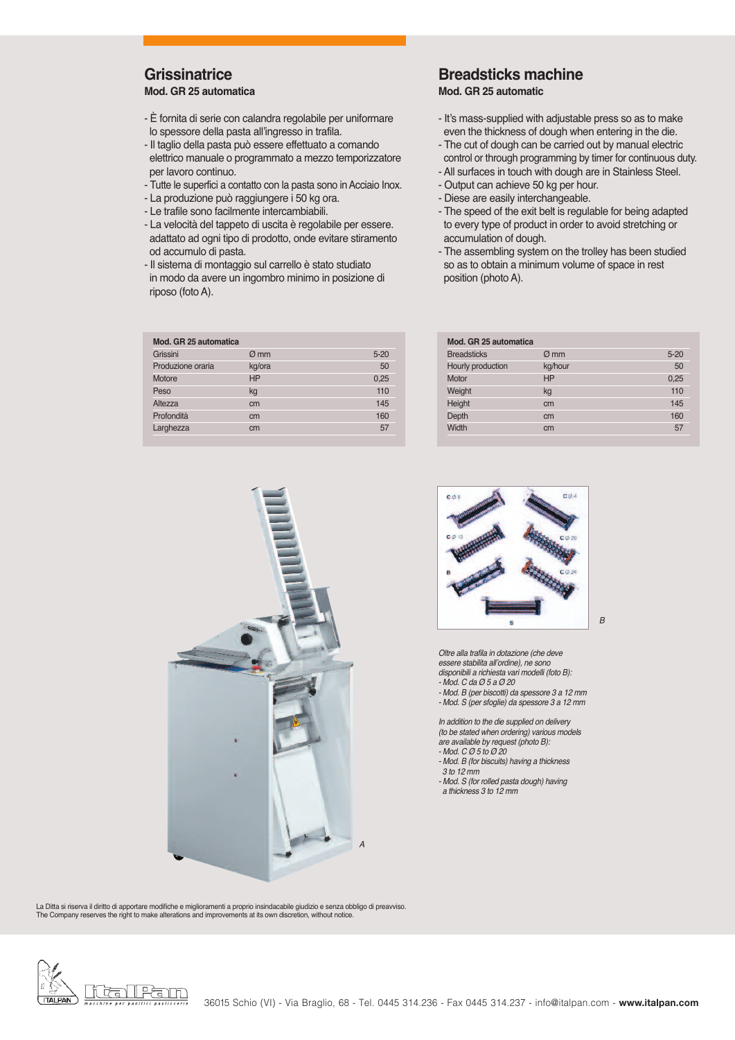## Grissinatrice

**Mod. GR 25 automatica**

- È fornita di serie con calandra regolabile per uniformare lo spessore della pasta all'ingresso in trafila.
- Il taglio della pasta può essere effettuato a comando elettrico manuale o programmato a mezzo temporizzatore per lavoro continuo.
- Tutte le superfici a contatto con la pasta sono in Acciaio Inox.
- La produzione può raggiungere i 50 kg ora.
- Le trafile sono facilmente intercambiabili.
- La velocità del tappeto di uscita è regolabile per essere. adattato ad ogni tipo di prodotto, onde evitare stiramento od accumulo di pasta.
- Il sistema di montaggio sul carrello è stato studiato in modo da avere un ingombro minimo in posizione di riposo (foto A).

| Mod. GR 25 automatica | | |
|---|---|---|
| Grissini | Ø mm | 5-20 |
| Produzione oraria | kg/ora | 50 |
| Motore | HP | 0,25 |
| Peso | kg | 110 |
| Altezza | cm | 145 |
| Profondità | cm | 160 |
| Larghezza | cm | 57 |

## Breadsticks machine

**Mod. GR 25 automatic**

- It's mass-supplied with adjustable press so as to make even the thickness of dough when entering in the die.
- The cut of dough can be carried out by manual electric control or through programming by timer for continuous duty.
- All surfaces in touch with dough are in Stainless Steel.
- Output can achieve 50 kg per hour.
- Diese are easily interchangeable.
- The speed of the exit belt is regulable for being adapted to every type of product in order to avoid stretching or accumulation of dough.
- The assembling system on the trolley has been studied so as to obtain a minimum volume of space in rest position (photo A).

| Mod. GR 25 automatica | | |
|---|---|---|
| Breadsticks | Ø mm | 5-20 |
| Hourly production | kg/hour | 50 |
| Motor | HP | 0,25 |
| Weight | kg | 110 |
| Height | cm | 145 |
| Depth | cm | 160 |
| Width | cm | 57 |

A

C Ø 5
C Ø 4
C Ø 10
C Ø 20
B
C Ø 24
S

B

*Oltre alla trafila in dotazione (che deve essere stabilita all'ordine), ne sono disponibili a richiesta vari modelli (foto B):*
*- Mod. C da Ø 5 a Ø 20*
*- Mod. B (per biscotti) da spessore 3 a 12 mm*
*- Mod. S (per sfoglie) da spessore 3 a 12 mm*

*In addition to the die supplied on delivery (to be stated when ordering) various models are available by request (photo B):*
*- Mod. C Ø 5 to Ø 20*
*- Mod. B (for biscuits) having a thickness 3 to 12 mm*
*- Mod. S (for rolled pasta dough) having a thickness 3 to 12 mm*

La Ditta si riserva il diritto di apportare modifiche e miglioramenti a proprio insindacabile giudizio e senza obbligo di preavviso.
The Company reserves the right to make alterations and improvements at its own discretion, without notice.

ITALPAN
ItalPan macchine per panifici pasticcerie

36015 Schio (VI) - Via Braglio, 68 - Tel. 0445 314.236 - Fax 0445 314.237 - info@italpan.com - **www.italpan.com**